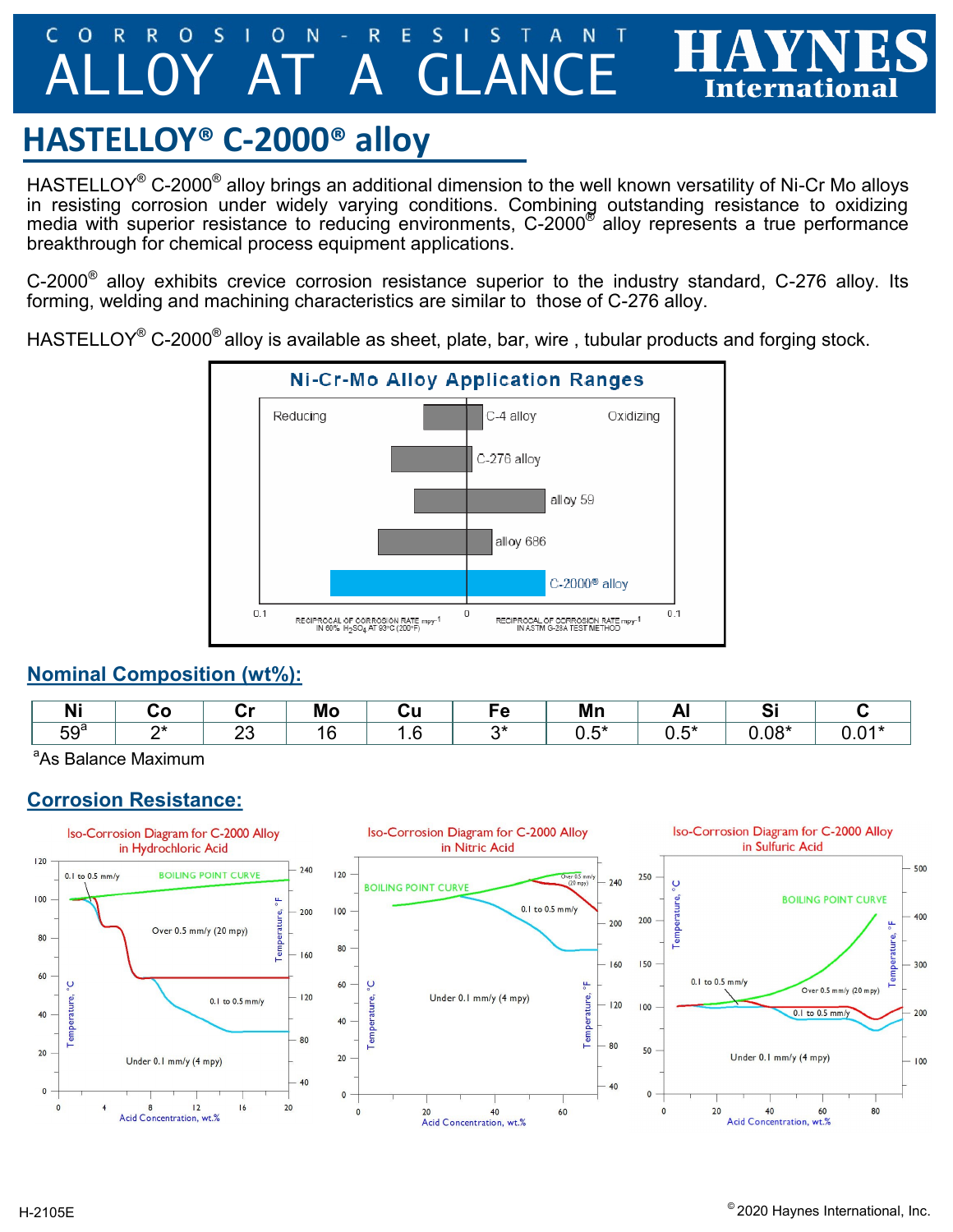# CORROSION-RESISTANT ALLOY AT A GLANCE

HAYNES International

## HASTELLOY® C-2000® alloy

HASTELLOY® C-2000® alloy brings an additional dimension to the well known versatility of Ni-Cr Mo alloys in resisting corrosion under widely varying conditions. Combining outstanding resistance to oxidizing media with superior resistance to reducing environments, C-2000® alloy represents a true performance breakthrough for chemical process equipment applications.

C-2000® alloy exhibits crevice corrosion resistance superior to the industry standard, C-276 alloy. Its forming, welding and machining characteristics are similar to those of C-276 alloy.

HASTELLOY® C-2000® alloy is available as sheet, plate, bar, wire , tubular products and forging stock.

## Nominal Composition (wt%):

| Ni | Co | Cr | Mo | Cu | Fe | Mn | Al | Si | C |
|---|---|---|---|---|---|---|---|---|---|
| 59[a] | 2* | 23 | 16 | 1.6 | 3* | 0.5* | 0.5* | 0.08* | 0.01* |

[a]As Balance Maximum

## Corrosion Resistance: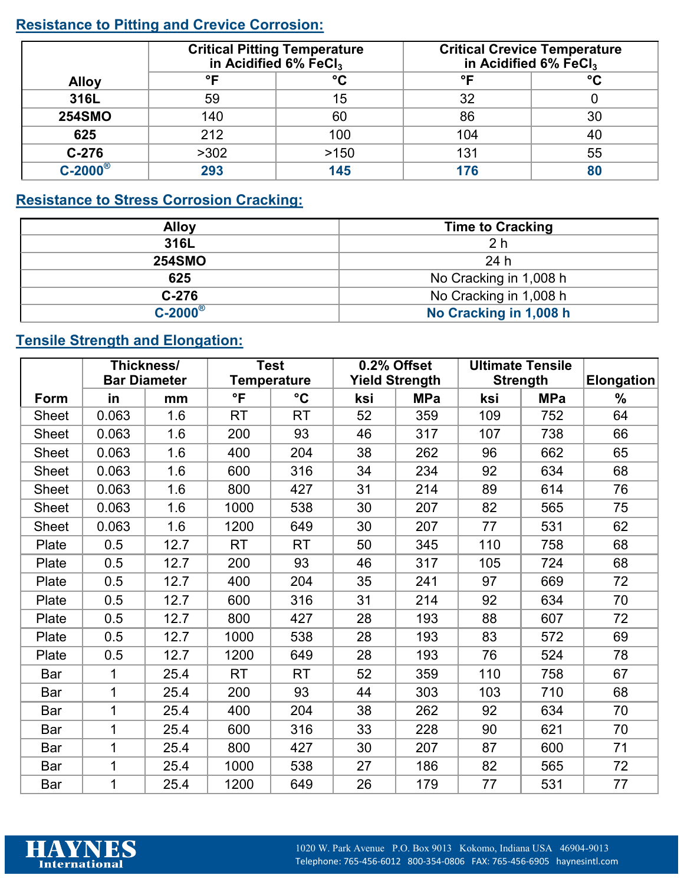## Resistance to Pitting and Crevice Corrosion:

| Alloy | Critical Pitting Temperature in Acidified 6% $FeCl_3$ | | Critical Crevice Temperature in Acidified 6% $FeCl_3$ | |
|---|---|---|---|---|
| | °F | °C | °F | °C |
| **316L** | 59 | 15 | 32 | 0 |
| **254SMO** | 140 | 60 | 86 | 30 |
| **625** | 212 | 100 | 104 | 40 |
| **C-276** | >302 | >150 | 131 | 55 |
| **C-2000®** | **293** | **145** | **176** | **80** |

## Resistance to Stress Corrosion Cracking:

| Alloy | Time to Cracking |
|---|---|
| **316L** | 2 h |
| **254SMO** | 24 h |
| **625** | No Cracking in 1,008 h |
| **C-276** | No Cracking in 1,008 h |
| **C-2000®** | **No Cracking in 1,008 h** |

## Tensile Strength and Elongation:

| Form | Thickness/ Bar Diameter | | Test Temperature | | 0.2% Offset Yield Strength | | Ultimate Tensile Strength | | Elongation |
|---|---|---|---|---|---|---|---|---|---|
| | in | mm | °F | °C | ksi | MPa | ksi | MPa | % |
| Sheet | 0.063 | 1.6 | RT | RT | 52 | 359 | 109 | 752 | 64 |
| Sheet | 0.063 | 1.6 | 200 | 93 | 46 | 317 | 107 | 738 | 66 |
| Sheet | 0.063 | 1.6 | 400 | 204 | 38 | 262 | 96 | 662 | 65 |
| Sheet | 0.063 | 1.6 | 600 | 316 | 34 | 234 | 92 | 634 | 68 |
| Sheet | 0.063 | 1.6 | 800 | 427 | 31 | 214 | 89 | 614 | 76 |
| Sheet | 0.063 | 1.6 | 1000 | 538 | 30 | 207 | 82 | 565 | 75 |
| Sheet | 0.063 | 1.6 | 1200 | 649 | 30 | 207 | 77 | 531 | 62 |
| Plate | 0.5 | 12.7 | RT | RT | 50 | 345 | 110 | 758 | 68 |
| Plate | 0.5 | 12.7 | 200 | 93 | 46 | 317 | 105 | 724 | 68 |
| Plate | 0.5 | 12.7 | 400 | 204 | 35 | 241 | 97 | 669 | 72 |
| Plate | 0.5 | 12.7 | 600 | 316 | 31 | 214 | 92 | 634 | 70 |
| Plate | 0.5 | 12.7 | 800 | 427 | 28 | 193 | 88 | 607 | 72 |
| Plate | 0.5 | 12.7 | 1000 | 538 | 28 | 193 | 83 | 572 | 69 |
| Plate | 0.5 | 12.7 | 1200 | 649 | 28 | 193 | 76 | 524 | 78 |
| Bar | 1 | 25.4 | RT | RT | 52 | 359 | 110 | 758 | 67 |
| Bar | 1 | 25.4 | 200 | 93 | 44 | 303 | 103 | 710 | 68 |
| Bar | 1 | 25.4 | 400 | 204 | 38 | 262 | 92 | 634 | 70 |
| Bar | 1 | 25.4 | 600 | 316 | 33 | 228 | 90 | 621 | 70 |
| Bar | 1 | 25.4 | 800 | 427 | 30 | 207 | 87 | 600 | 71 |
| Bar | 1 | 25.4 | 1000 | 538 | 27 | 186 | 82 | 565 | 72 |
| Bar | 1 | 25.4 | 1200 | 649 | 26 | 179 | 77 | 531 | 77 |

HAYNES International

1020 W. Park Avenue P.O. Box 9013 Kokomo, Indiana USA 46904-9013
Telephone: 765-456-6012 800-354-0806 FAX: 765-456-6905 haynesintl.com